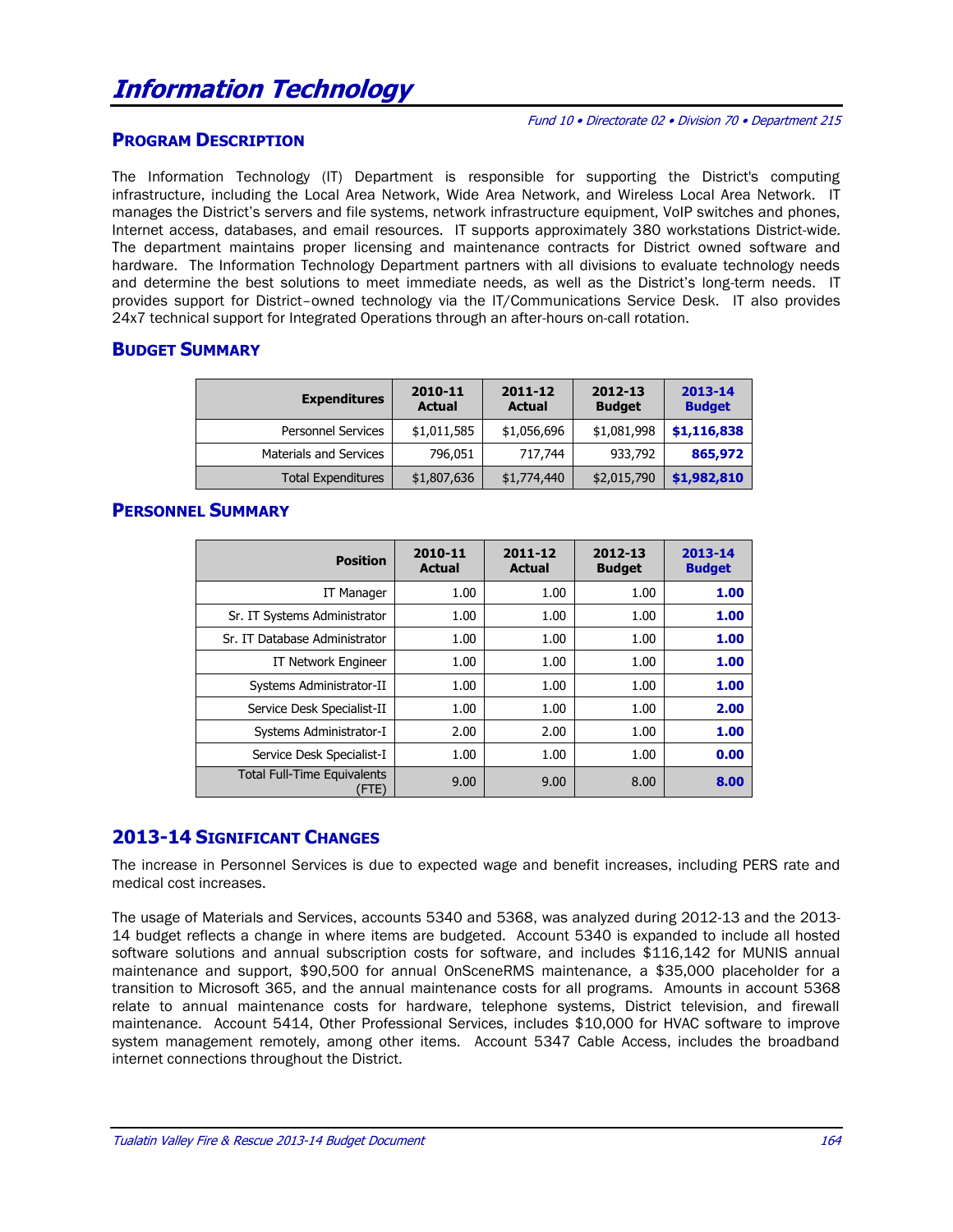# Information Technology

*Fund 10 • Directorate 02 • Division 70 • Department 215*

## Program Description

The Information Technology (IT) Department is responsible for supporting the District's computing infrastructure, including the Local Area Network, Wide Area Network, and Wireless Local Area Network. IT manages the District's servers and file systems, network infrastructure equipment, VoIP switches and phones, Internet access, databases, and email resources. IT supports approximately 380 workstations District-wide. The department maintains proper licensing and maintenance contracts for District owned software and hardware. The Information Technology Department partners with all divisions to evaluate technology needs and determine the best solutions to meet immediate needs, as well as the District's long-term needs. IT provides support for District–owned technology via the IT/Communications Service Desk. IT also provides 24x7 technical support for Integrated Operations through an after-hours on-call rotation.

## Budget Summary

| Expenditures | 2010-11 Actual | 2011-12 Actual | 2012-13 Budget | 2013-14 Budget |
|---|---|---|---|---|
| Personnel Services | $1,011,585 | $1,056,696 | $1,081,998 | **$1,116,838** |
| Materials and Services | 796,051 | 717,744 | 933,792 | **865,972** |
| Total Expenditures | $1,807,636 | $1,774,440 | $2,015,790 | **$1,982,810** |

## Personnel Summary

| Position | 2010-11 Actual | 2011-12 Actual | 2012-13 Budget | 2013-14 Budget |
|---|---|---|---|---|
| IT Manager | 1.00 | 1.00 | 1.00 | **1.00** |
| Sr. IT Systems Administrator | 1.00 | 1.00 | 1.00 | **1.00** |
| Sr. IT Database Administrator | 1.00 | 1.00 | 1.00 | **1.00** |
| IT Network Engineer | 1.00 | 1.00 | 1.00 | **1.00** |
| Systems Administrator-II | 1.00 | 1.00 | 1.00 | **1.00** |
| Service Desk Specialist-II | 1.00 | 1.00 | 1.00 | **2.00** |
| Systems Administrator-I | 2.00 | 2.00 | 1.00 | **1.00** |
| Service Desk Specialist-I | 1.00 | 1.00 | 1.00 | **0.00** |
| Total Full-Time Equivalents (FTE) | 9.00 | 9.00 | 8.00 | **8.00** |

## 2013-14 Significant Changes

The increase in Personnel Services is due to expected wage and benefit increases, including PERS rate and medical cost increases.

The usage of Materials and Services, accounts 5340 and 5368, was analyzed during 2012-13 and the 2013-14 budget reflects a change in where items are budgeted. Account 5340 is expanded to include all hosted software solutions and annual subscription costs for software, and includes $116,142 for MUNIS annual maintenance and support, $90,500 for annual OnSceneRMS maintenance, a $35,000 placeholder for a transition to Microsoft 365, and the annual maintenance costs for all programs. Amounts in account 5368 relate to annual maintenance costs for hardware, telephone systems, District television, and firewall maintenance. Account 5414, Other Professional Services, includes $10,000 for HVAC software to improve system management remotely, among other items. Account 5347 Cable Access, includes the broadband internet connections throughout the District.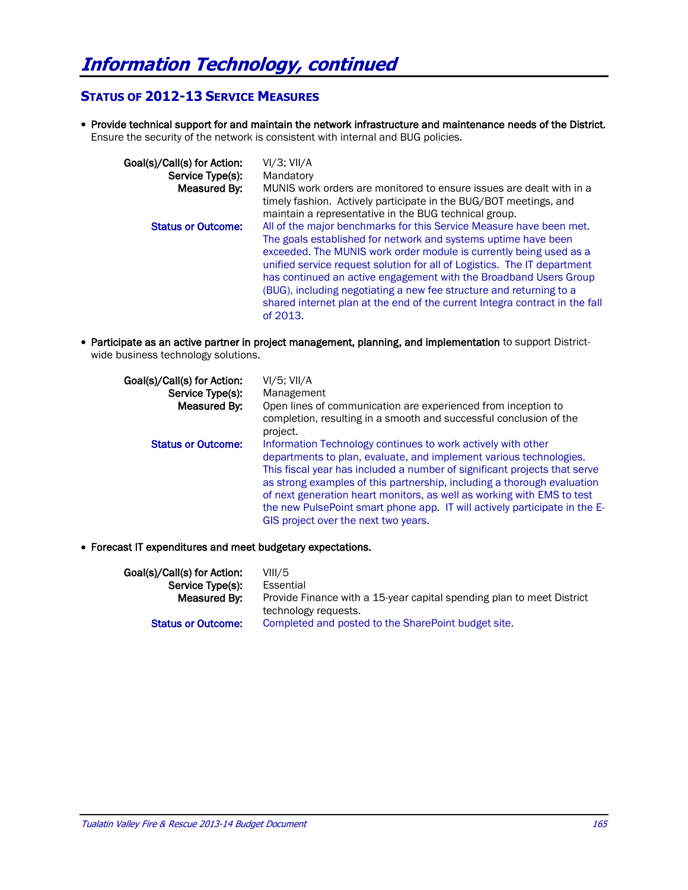# Information Technology, continued

## Status of 2012-13 Service Measures

- **Provide technical support for and maintain the network infrastructure and maintenance needs of the District.** Ensure the security of the network is consistent with internal and BUG policies.

  **Goal(s)/Call(s) for Action:** VI/3; VII/A
  **Service Type(s):** Mandatory
  **Measured By:** MUNIS work orders are monitored to ensure issues are dealt with in a timely fashion. Actively participate in the BUG/BOT meetings, and maintain a representative in the BUG technical group.
  **Status or Outcome:** All of the major benchmarks for this Service Measure have been met. The goals established for network and systems uptime have been exceeded. The MUNIS work order module is currently being used as a unified service request solution for all of Logistics. The IT department has continued an active engagement with the Broadband Users Group (BUG), including negotiating a new fee structure and returning to a shared internet plan at the end of the current Integra contract in the fall of 2013.

- **Participate as an active partner in project management, planning, and implementation** to support District-wide business technology solutions.

  **Goal(s)/Call(s) for Action:** VI/5; VII/A
  **Service Type(s):** Management
  **Measured By:** Open lines of communication are experienced from inception to completion, resulting in a smooth and successful conclusion of the project.
  **Status or Outcome:** Information Technology continues to work actively with other departments to plan, evaluate, and implement various technologies. This fiscal year has included a number of significant projects that serve as strong examples of this partnership, including a thorough evaluation of next generation heart monitors, as well as working with EMS to test the new PulsePoint smart phone app. IT will actively participate in the E-GIS project over the next two years.

- **Forecast IT expenditures and meet budgetary expectations.**

  **Goal(s)/Call(s) for Action:** VIII/5
  **Service Type(s):** Essential
  **Measured By:** Provide Finance with a 15-year capital spending plan to meet District technology requests.
  **Status or Outcome:** Completed and posted to the SharePoint budget site.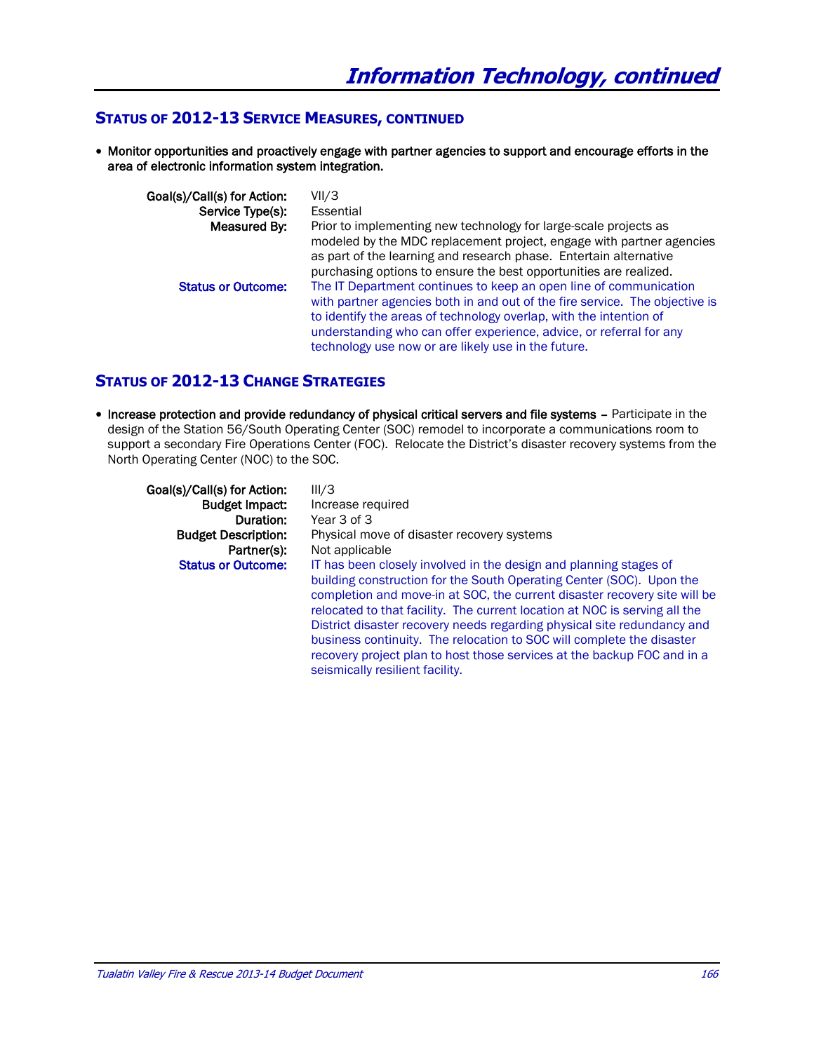# Information Technology, continued

## Status of 2012-13 Service Measures, continued

- **Monitor opportunities and proactively engage with partner agencies to support and encourage efforts in the area of electronic information system integration.**

**Goal(s)/Call(s) for Action:** VII/3

**Service Type(s):** Essential

**Measured By:** Prior to implementing new technology for large-scale projects as modeled by the MDC replacement project, engage with partner agencies as part of the learning and research phase. Entertain alternative purchasing options to ensure the best opportunities are realized.

**Status or Outcome:** The IT Department continues to keep an open line of communication with partner agencies both in and out of the fire service. The objective is to identify the areas of technology overlap, with the intention of understanding who can offer experience, advice, or referral for any technology use now or are likely use in the future.

## Status of 2012-13 Change Strategies

- **Increase protection and provide redundancy of physical critical servers and file systems** – Participate in the design of the Station 56/South Operating Center (SOC) remodel to incorporate a communications room to support a secondary Fire Operations Center (FOC). Relocate the District's disaster recovery systems from the North Operating Center (NOC) to the SOC.

**Goal(s)/Call(s) for Action:** III/3

**Budget Impact:** Increase required

**Duration:** Year 3 of 3

**Budget Description:** Physical move of disaster recovery systems

**Partner(s):** Not applicable

**Status or Outcome:** IT has been closely involved in the design and planning stages of building construction for the South Operating Center (SOC). Upon the completion and move-in at SOC, the current disaster recovery site will be relocated to that facility. The current location at NOC is serving all the District disaster recovery needs regarding physical site redundancy and business continuity. The relocation to SOC will complete the disaster recovery project plan to host those services at the backup FOC and in a seismically resilient facility.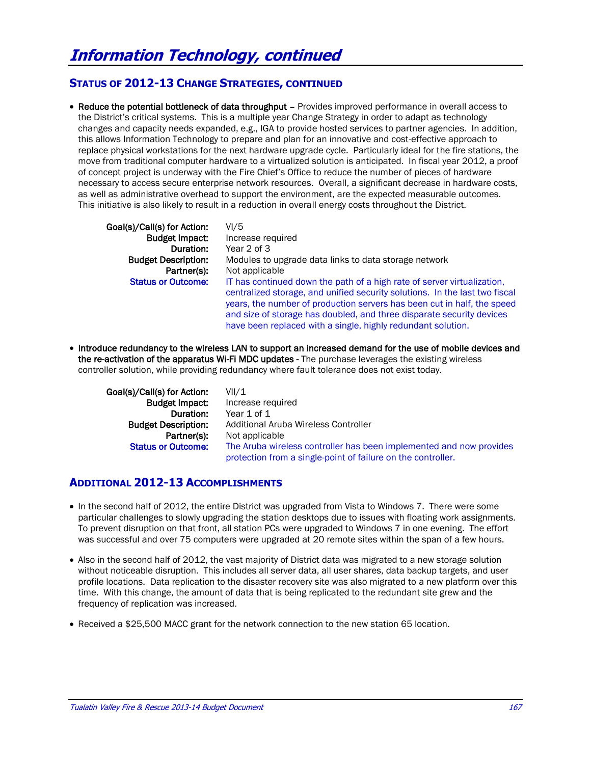# Information Technology, continued

## Status of 2012-13 Change Strategies, continued

- **Reduce the potential bottleneck of data throughput** – Provides improved performance in overall access to the District's critical systems. This is a multiple year Change Strategy in order to adapt as technology changes and capacity needs expanded, e.g., IGA to provide hosted services to partner agencies. In addition, this allows Information Technology to prepare and plan for an innovative and cost-effective approach to replace physical workstations for the next hardware upgrade cycle. Particularly ideal for the fire stations, the move from traditional computer hardware to a virtualized solution is anticipated. In fiscal year 2012, a proof of concept project is underway with the Fire Chief's Office to reduce the number of pieces of hardware necessary to access secure enterprise network resources. Overall, a significant decrease in hardware costs, as well as administrative overhead to support the environment, are the expected measurable outcomes. This initiative is also likely to result in a reduction in overall energy costs throughout the District.

  **Goal(s)/Call(s) for Action:** VI/5
  **Budget Impact:** Increase required
  **Duration:** Year 2 of 3
  **Budget Description:** Modules to upgrade data links to data storage network
  **Partner(s):** Not applicable
  **Status or Outcome:** IT has continued down the path of a high rate of server virtualization, centralized storage, and unified security solutions. In the last two fiscal years, the number of production servers has been cut in half, the speed and size of storage has doubled, and three disparate security devices have been replaced with a single, highly redundant solution.

- **Introduce redundancy to the wireless LAN to support an increased demand for the use of mobile devices and the re-activation of the apparatus Wi-Fi MDC updates** - The purchase leverages the existing wireless controller solution, while providing redundancy where fault tolerance does not exist today.

  **Goal(s)/Call(s) for Action:** VII/1
  **Budget Impact:** Increase required
  **Duration:** Year 1 of 1
  **Budget Description:** Additional Aruba Wireless Controller
  **Partner(s):** Not applicable
  **Status or Outcome:** The Aruba wireless controller has been implemented and now provides protection from a single-point of failure on the controller.

## Additional 2012-13 Accomplishments

- In the second half of 2012, the entire District was upgraded from Vista to Windows 7. There were some particular challenges to slowly upgrading the station desktops due to issues with floating work assignments. To prevent disruption on that front, all station PCs were upgraded to Windows 7 in one evening. The effort was successful and over 75 computers were upgraded at 20 remote sites within the span of a few hours.

- Also in the second half of 2012, the vast majority of District data was migrated to a new storage solution without noticeable disruption. This includes all server data, all user shares, data backup targets, and user profile locations. Data replication to the disaster recovery site was also migrated to a new platform over this time. With this change, the amount of data that is being replicated to the redundant site grew and the frequency of replication was increased.

- Received a $25,500 MACC grant for the network connection to the new station 65 location.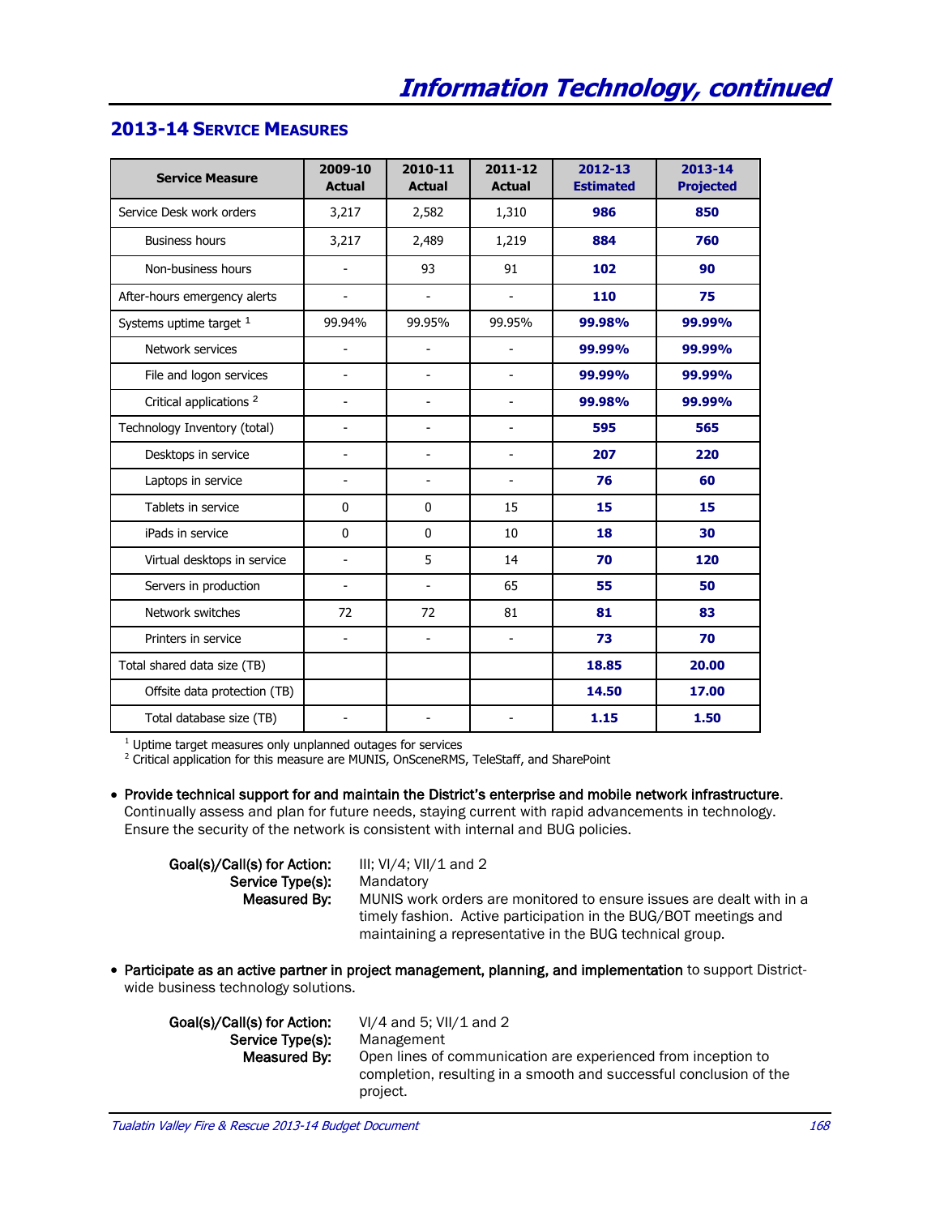# Information Technology, continued

## 2013-14 Service Measures

| Service Measure | 2009-10 Actual | 2010-11 Actual | 2011-12 Actual | 2012-13 Estimated | 2013-14 Projected |
|---|---|---|---|---|---|
| Service Desk work orders | 3,217 | 2,582 | 1,310 | **986** | **850** |
| Business hours | 3,217 | 2,489 | 1,219 | **884** | **760** |
| Non-business hours | - | 93 | 91 | **102** | **90** |
| After-hours emergency alerts | - | - | - | **110** | **75** |
| Systems uptime target [1] | 99.94% | 99.95% | 99.95% | **99.98%** | **99.99%** |
| Network services | - | - | - | **99.99%** | **99.99%** |
| File and logon services | - | - | - | **99.99%** | **99.99%** |
| Critical applications [2] | - | - | - | **99.98%** | **99.99%** |
| Technology Inventory (total) | - | - | - | **595** | **565** |
| Desktops in service | - | - | - | **207** | **220** |
| Laptops in service | - | - | - | **76** | **60** |
| Tablets in service | 0 | 0 | 15 | **15** | **15** |
| iPads in service | 0 | 0 | 10 | **18** | **30** |
| Virtual desktops in service | - | 5 | 14 | **70** | **120** |
| Servers in production | - | - | 65 | **55** | **50** |
| Network switches | 72 | 72 | 81 | **81** | **83** |
| Printers in service | - | - | - | **73** | **70** |
| Total shared data size (TB) | | | | **18.85** | **20.00** |
| Offsite data protection (TB) | | | | **14.50** | **17.00** |
| Total database size (TB) | - | - | - | **1.15** | **1.50** |

[1] Uptime target measures only unplanned outages for services
[2] Critical application for this measure are MUNIS, OnSceneRMS, TeleStaff, and SharePoint

- **Provide technical support for and maintain the District's enterprise and mobile network infrastructure.** Continually assess and plan for future needs, staying current with rapid advancements in technology. Ensure the security of the network is consistent with internal and BUG policies.

  **Goal(s)/Call(s) for Action:** III; VI/4; VII/1 and 2
  **Service Type(s):** Mandatory
  **Measured By:** MUNIS work orders are monitored to ensure issues are dealt with in a timely fashion. Active participation in the BUG/BOT meetings and maintaining a representative in the BUG technical group.

- **Participate as an active partner in project management, planning, and implementation** to support District-wide business technology solutions.

  **Goal(s)/Call(s) for Action:** VI/4 and 5; VII/1 and 2
  **Service Type(s):** Management
  **Measured By:** Open lines of communication are experienced from inception to completion, resulting in a smooth and successful conclusion of the project.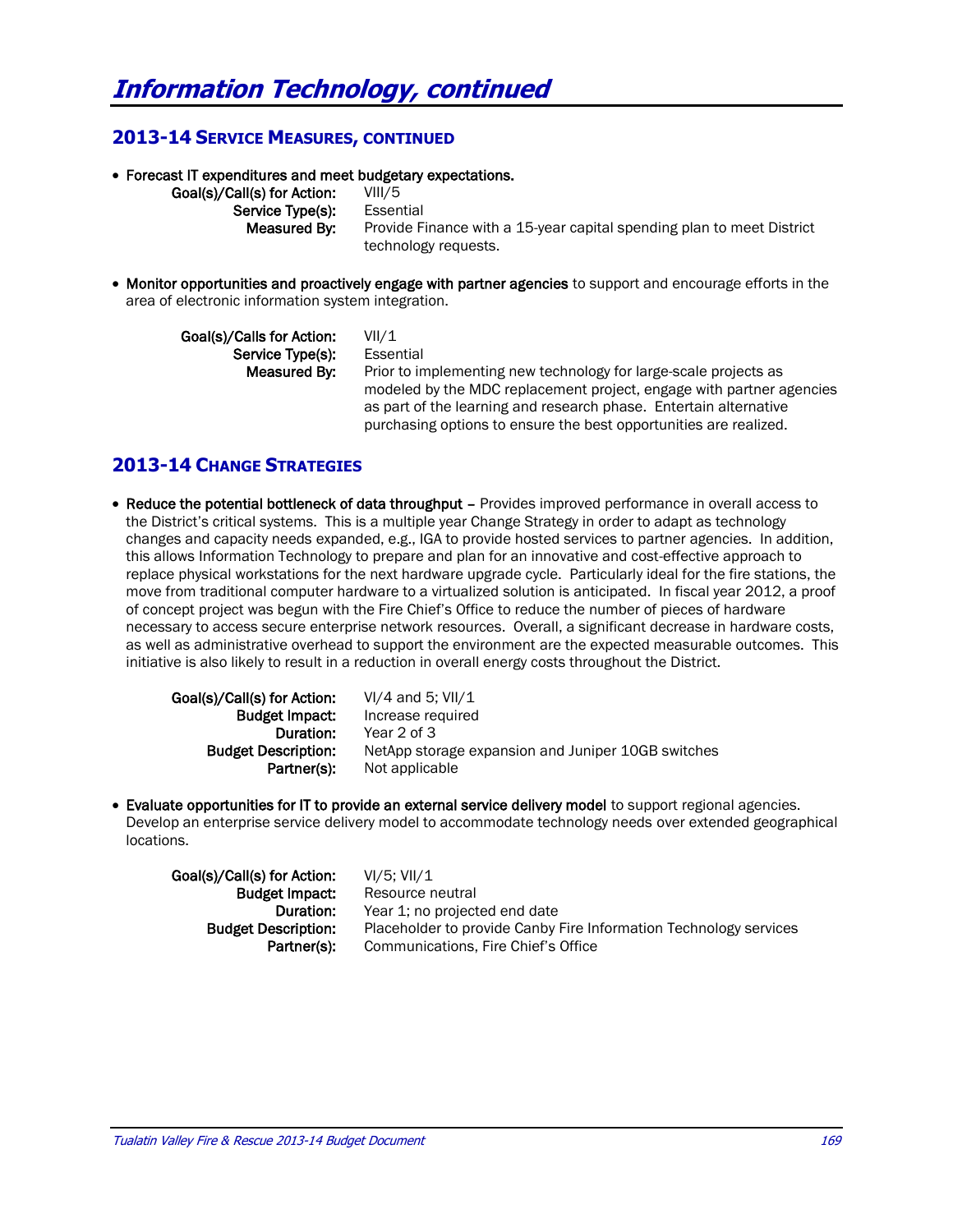# Information Technology, continued

## 2013-14 Service Measures, continued

- **Forecast IT expenditures and meet budgetary expectations.**

  **Goal(s)/Call(s) for Action:** VIII/5
  **Service Type(s):** Essential
  **Measured By:** Provide Finance with a 15-year capital spending plan to meet District technology requests.

- **Monitor opportunities and proactively engage with partner agencies** to support and encourage efforts in the area of electronic information system integration.

  **Goal(s)/Calls for Action:** VII/1
  **Service Type(s):** Essential
  **Measured By:** Prior to implementing new technology for large-scale projects as modeled by the MDC replacement project, engage with partner agencies as part of the learning and research phase. Entertain alternative purchasing options to ensure the best opportunities are realized.

## 2013-14 Change Strategies

- **Reduce the potential bottleneck of data throughput –** Provides improved performance in overall access to the District's critical systems. This is a multiple year Change Strategy in order to adapt as technology changes and capacity needs expanded, e.g., IGA to provide hosted services to partner agencies. In addition, this allows Information Technology to prepare and plan for an innovative and cost-effective approach to replace physical workstations for the next hardware upgrade cycle. Particularly ideal for the fire stations, the move from traditional computer hardware to a virtualized solution is anticipated. In fiscal year 2012, a proof of concept project was begun with the Fire Chief's Office to reduce the number of pieces of hardware necessary to access secure enterprise network resources. Overall, a significant decrease in hardware costs, as well as administrative overhead to support the environment are the expected measurable outcomes. This initiative is also likely to result in a reduction in overall energy costs throughout the District.

  **Goal(s)/Call(s) for Action:** VI/4 and 5; VII/1
  **Budget Impact:** Increase required
  **Duration:** Year 2 of 3
  **Budget Description:** NetApp storage expansion and Juniper 10GB switches
  **Partner(s):** Not applicable

- **Evaluate opportunities for IT to provide an external service delivery model** to support regional agencies. Develop an enterprise service delivery model to accommodate technology needs over extended geographical locations.

  **Goal(s)/Call(s) for Action:** VI/5; VII/1
  **Budget Impact:** Resource neutral
  **Duration:** Year 1; no projected end date
  **Budget Description:** Placeholder to provide Canby Fire Information Technology services
  **Partner(s):** Communications, Fire Chief's Office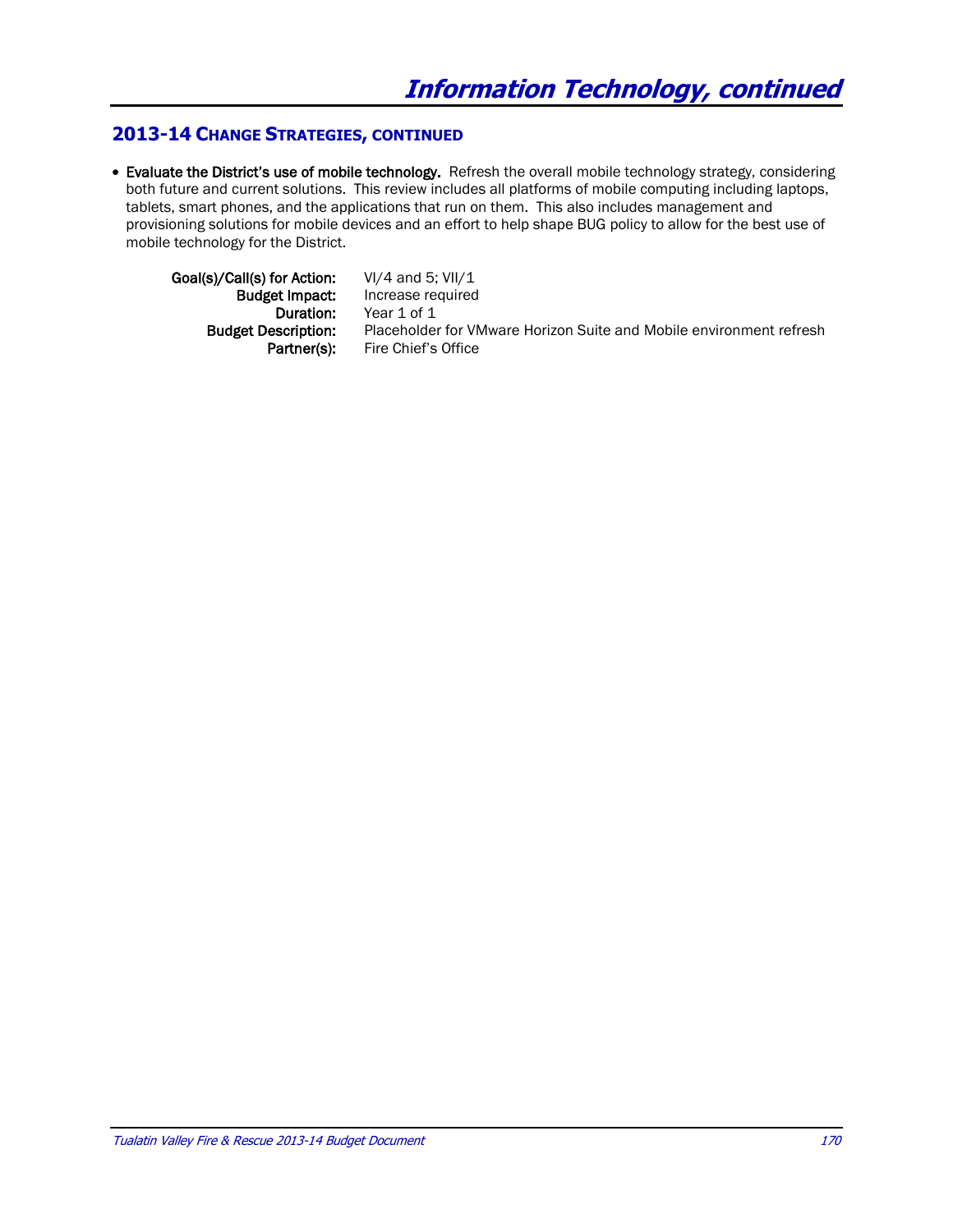# Information Technology, continued

## 2013-14 Change Strategies, continued

- **Evaluate the District's use of mobile technology.** Refresh the overall mobile technology strategy, considering both future and current solutions. This review includes all platforms of mobile computing including laptops, tablets, smart phones, and the applications that run on them. This also includes management and provisioning solutions for mobile devices and an effort to help shape BUG policy to allow for the best use of mobile technology for the District.

  **Goal(s)/Call(s) for Action:** VI/4 and 5; VII/1
  **Budget Impact:** Increase required
  **Duration:** Year 1 of 1
  **Budget Description:** Placeholder for VMware Horizon Suite and Mobile environment refresh
  **Partner(s):** Fire Chief's Office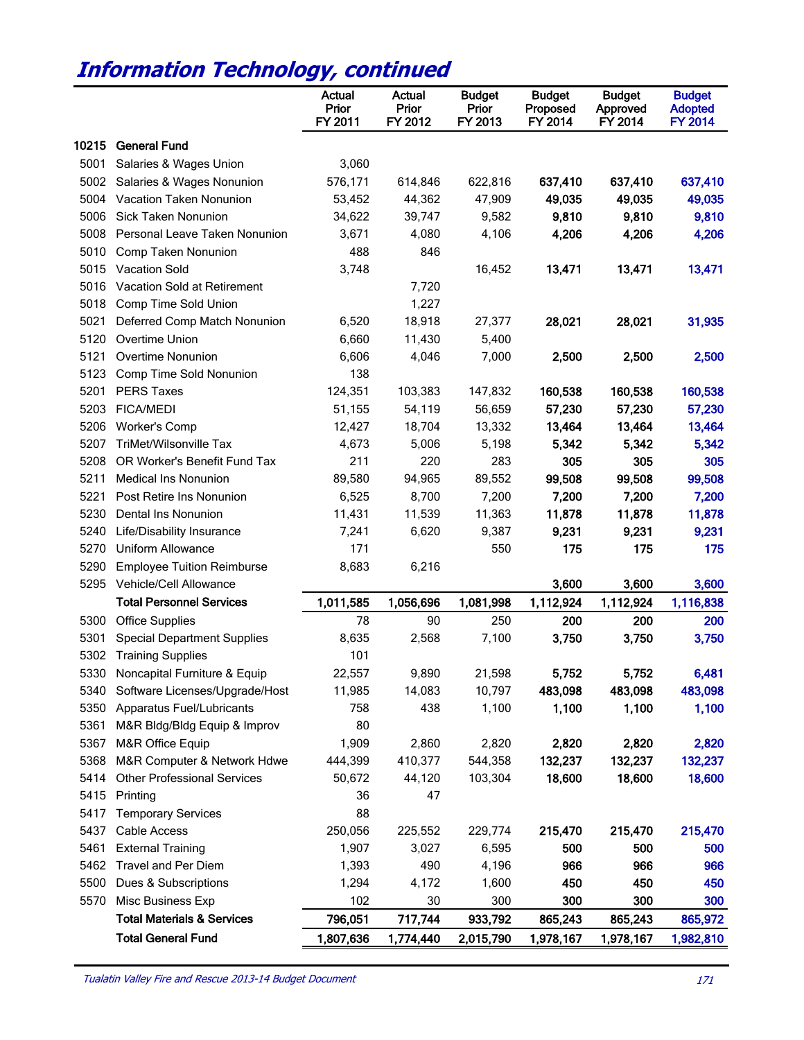# Information Technology, continued

| | | Actual Prior FY 2011 | Actual Prior FY 2012 | Budget Prior FY 2013 | Budget Proposed FY 2014 | Budget Approved FY 2014 | Budget Adopted FY 2014 |
|---|---|---|---|---|---|---|---|
| **10215** | **General Fund** | | | | | | |
| 5001 | Salaries & Wages Union | 3,060 | | | | | |
| 5002 | Salaries & Wages Nonunion | 576,171 | 614,846 | 622,816 | **637,410** | **637,410** | **637,410** |
| 5004 | Vacation Taken Nonunion | 53,452 | 44,362 | 47,909 | **49,035** | **49,035** | **49,035** |
| 5006 | Sick Taken Nonunion | 34,622 | 39,747 | 9,582 | **9,810** | **9,810** | **9,810** |
| 5008 | Personal Leave Taken Nonunion | 3,671 | 4,080 | 4,106 | **4,206** | **4,206** | **4,206** |
| 5010 | Comp Taken Nonunion | 488 | 846 | | | | |
| 5015 | Vacation Sold | 3,748 | | 16,452 | **13,471** | **13,471** | **13,471** |
| 5016 | Vacation Sold at Retirement | | 7,720 | | | | |
| 5018 | Comp Time Sold Union | | 1,227 | | | | |
| 5021 | Deferred Comp Match Nonunion | 6,520 | 18,918 | 27,377 | **28,021** | **28,021** | **31,935** |
| 5120 | Overtime Union | 6,660 | 11,430 | 5,400 | | | |
| 5121 | Overtime Nonunion | 6,606 | 4,046 | 7,000 | **2,500** | **2,500** | **2,500** |
| 5123 | Comp Time Sold Nonunion | 138 | | | | | |
| 5201 | PERS Taxes | 124,351 | 103,383 | 147,832 | **160,538** | **160,538** | **160,538** |
| 5203 | FICA/MEDI | 51,155 | 54,119 | 56,659 | **57,230** | **57,230** | **57,230** |
| 5206 | Worker's Comp | 12,427 | 18,704 | 13,332 | **13,464** | **13,464** | **13,464** |
| 5207 | TriMet/Wilsonville Tax | 4,673 | 5,006 | 5,198 | **5,342** | **5,342** | **5,342** |
| 5208 | OR Worker's Benefit Fund Tax | 211 | 220 | 283 | **305** | **305** | **305** |
| 5211 | Medical Ins Nonunion | 89,580 | 94,965 | 89,552 | **99,508** | **99,508** | **99,508** |
| 5221 | Post Retire Ins Nonunion | 6,525 | 8,700 | 7,200 | **7,200** | **7,200** | **7,200** |
| 5230 | Dental Ins Nonunion | 11,431 | 11,539 | 11,363 | **11,878** | **11,878** | **11,878** |
| 5240 | Life/Disability Insurance | 7,241 | 6,620 | 9,387 | **9,231** | **9,231** | **9,231** |
| 5270 | Uniform Allowance | 171 | | 550 | **175** | **175** | **175** |
| 5290 | Employee Tuition Reimburse | 8,683 | 6,216 | | | | |
| 5295 | Vehicle/Cell Allowance | | | | **3,600** | **3,600** | **3,600** |
| | **Total Personnel Services** | **1,011,585** | **1,056,696** | **1,081,998** | **1,112,924** | **1,112,924** | **1,116,838** |
| 5300 | Office Supplies | 78 | 90 | 250 | **200** | **200** | **200** |
| 5301 | Special Department Supplies | 8,635 | 2,568 | 7,100 | **3,750** | **3,750** | **3,750** |
| 5302 | Training Supplies | 101 | | | | | |
| 5330 | Noncapital Furniture & Equip | 22,557 | 9,890 | 21,598 | **5,752** | **5,752** | **6,481** |
| 5340 | Software Licenses/Upgrade/Host | 11,985 | 14,083 | 10,797 | **483,098** | **483,098** | **483,098** |
| 5350 | Apparatus Fuel/Lubricants | 758 | 438 | 1,100 | **1,100** | **1,100** | **1,100** |
| 5361 | M&R Bldg/Bldg Equip & Improv | 80 | | | | | |
| 5367 | M&R Office Equip | 1,909 | 2,860 | 2,820 | **2,820** | **2,820** | **2,820** |
| 5368 | M&R Computer & Network Hdwe | 444,399 | 410,377 | 544,358 | **132,237** | **132,237** | **132,237** |
| 5414 | Other Professional Services | 50,672 | 44,120 | 103,304 | **18,600** | **18,600** | **18,600** |
| 5415 | Printing | 36 | 47 | | | | |
| 5417 | Temporary Services | 88 | | | | | |
| 5437 | Cable Access | 250,056 | 225,552 | 229,774 | **215,470** | **215,470** | **215,470** |
| 5461 | External Training | 1,907 | 3,027 | 6,595 | **500** | **500** | **500** |
| 5462 | Travel and Per Diem | 1,393 | 490 | 4,196 | **966** | **966** | **966** |
| 5500 | Dues & Subscriptions | 1,294 | 4,172 | 1,600 | **450** | **450** | **450** |
| 5570 | Misc Business Exp | 102 | 30 | 300 | **300** | **300** | **300** |
| | **Total Materials & Services** | **796,051** | **717,744** | **933,792** | **865,243** | **865,243** | **865,972** |
| | **Total General Fund** | **1,807,636** | **1,774,440** | **2,015,790** | **1,978,167** | **1,978,167** | **1,982,810** |